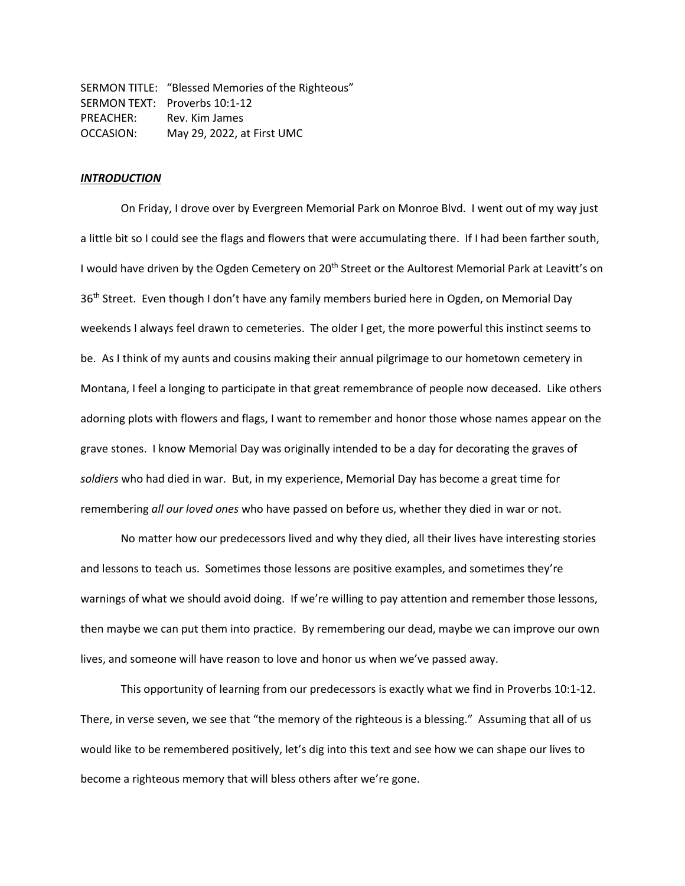SERMON TITLE: "Blessed Memories of the Righteous"
SERMON TEXT: Proverbs 10:1-12
PREACHER: Rev. Kim James
OCCASION: May 29, 2022, at First UMC

***INTRODUCTION***

On Friday, I drove over by Evergreen Memorial Park on Monroe Blvd. I went out of my way just a little bit so I could see the flags and flowers that were accumulating there. If I had been farther south, I would have driven by the Ogden Cemetery on 20th Street or the Aultorest Memorial Park at Leavitt's on 36th Street. Even though I don't have any family members buried here in Ogden, on Memorial Day weekends I always feel drawn to cemeteries. The older I get, the more powerful this instinct seems to be. As I think of my aunts and cousins making their annual pilgrimage to our hometown cemetery in Montana, I feel a longing to participate in that great remembrance of people now deceased. Like others adorning plots with flowers and flags, I want to remember and honor those whose names appear on the grave stones. I know Memorial Day was originally intended to be a day for decorating the graves of *soldiers* who had died in war. But, in my experience, Memorial Day has become a great time for remembering *all our loved ones* who have passed on before us, whether they died in war or not.

No matter how our predecessors lived and why they died, all their lives have interesting stories and lessons to teach us. Sometimes those lessons are positive examples, and sometimes they're warnings of what we should avoid doing. If we're willing to pay attention and remember those lessons, then maybe we can put them into practice. By remembering our dead, maybe we can improve our own lives, and someone will have reason to love and honor us when we've passed away.

This opportunity of learning from our predecessors is exactly what we find in Proverbs 10:1-12. There, in verse seven, we see that "the memory of the righteous is a blessing." Assuming that all of us would like to be remembered positively, let's dig into this text and see how we can shape our lives to become a righteous memory that will bless others after we're gone.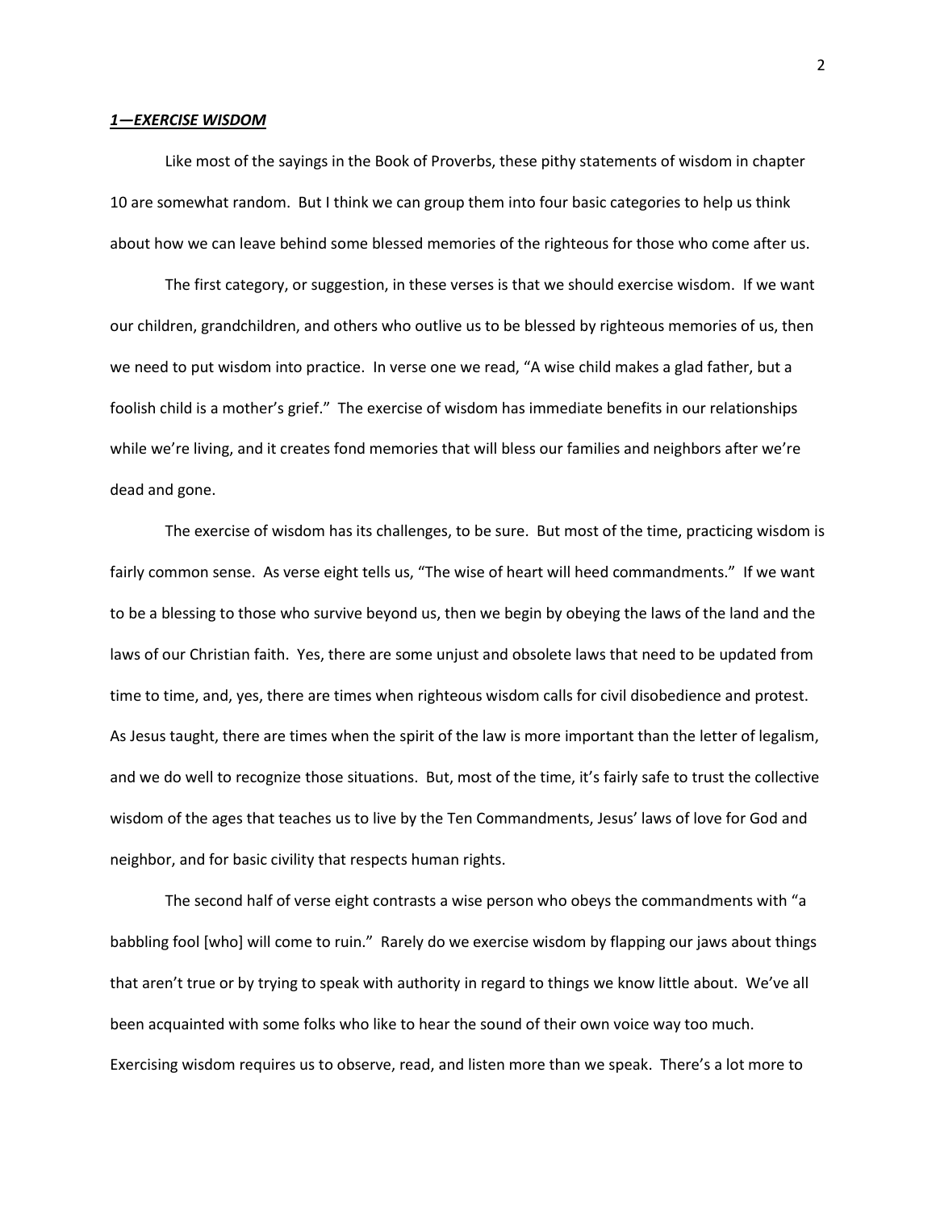***1—EXERCISE WISDOM***

Like most of the sayings in the Book of Proverbs, these pithy statements of wisdom in chapter 10 are somewhat random. But I think we can group them into four basic categories to help us think about how we can leave behind some blessed memories of the righteous for those who come after us.

The first category, or suggestion, in these verses is that we should exercise wisdom. If we want our children, grandchildren, and others who outlive us to be blessed by righteous memories of us, then we need to put wisdom into practice. In verse one we read, "A wise child makes a glad father, but a foolish child is a mother's grief." The exercise of wisdom has immediate benefits in our relationships while we're living, and it creates fond memories that will bless our families and neighbors after we're dead and gone.

The exercise of wisdom has its challenges, to be sure. But most of the time, practicing wisdom is fairly common sense. As verse eight tells us, "The wise of heart will heed commandments." If we want to be a blessing to those who survive beyond us, then we begin by obeying the laws of the land and the laws of our Christian faith. Yes, there are some unjust and obsolete laws that need to be updated from time to time, and, yes, there are times when righteous wisdom calls for civil disobedience and protest. As Jesus taught, there are times when the spirit of the law is more important than the letter of legalism, and we do well to recognize those situations. But, most of the time, it's fairly safe to trust the collective wisdom of the ages that teaches us to live by the Ten Commandments, Jesus' laws of love for God and neighbor, and for basic civility that respects human rights.

The second half of verse eight contrasts a wise person who obeys the commandments with "a babbling fool [who] will come to ruin." Rarely do we exercise wisdom by flapping our jaws about things that aren't true or by trying to speak with authority in regard to things we know little about. We've all been acquainted with some folks who like to hear the sound of their own voice way too much. Exercising wisdom requires us to observe, read, and listen more than we speak. There's a lot more to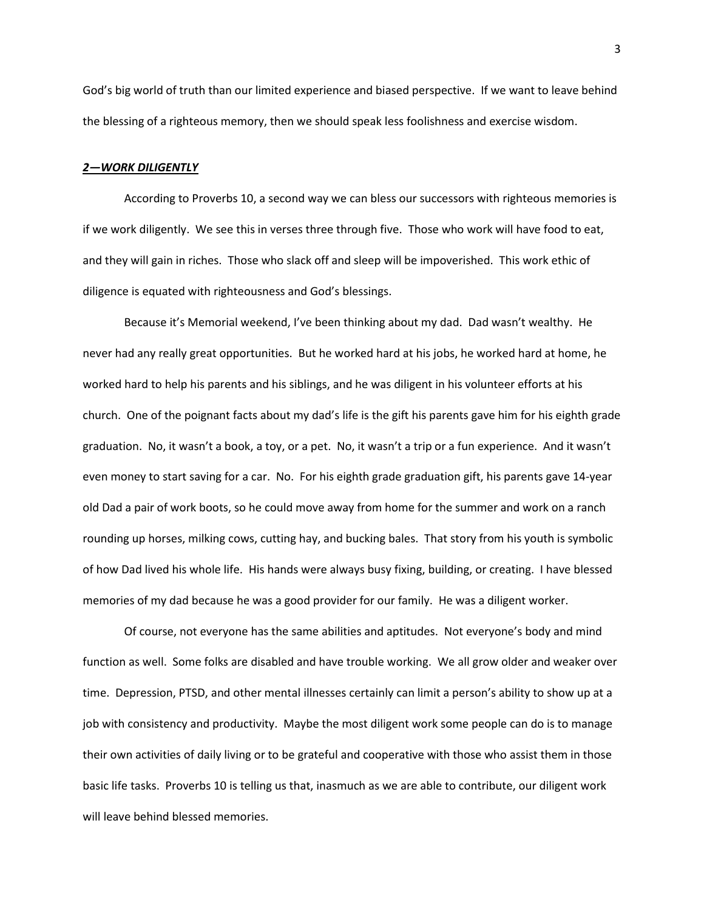God's big world of truth than our limited experience and biased perspective. If we want to leave behind the blessing of a righteous memory, then we should speak less foolishness and exercise wisdom.

## ***2—WORK DILIGENTLY***

According to Proverbs 10, a second way we can bless our successors with righteous memories is if we work diligently. We see this in verses three through five. Those who work will have food to eat, and they will gain in riches. Those who slack off and sleep will be impoverished. This work ethic of diligence is equated with righteousness and God's blessings.

Because it's Memorial weekend, I've been thinking about my dad. Dad wasn't wealthy. He never had any really great opportunities. But he worked hard at his jobs, he worked hard at home, he worked hard to help his parents and his siblings, and he was diligent in his volunteer efforts at his church. One of the poignant facts about my dad's life is the gift his parents gave him for his eighth grade graduation. No, it wasn't a book, a toy, or a pet. No, it wasn't a trip or a fun experience. And it wasn't even money to start saving for a car. No. For his eighth grade graduation gift, his parents gave 14-year old Dad a pair of work boots, so he could move away from home for the summer and work on a ranch rounding up horses, milking cows, cutting hay, and bucking bales. That story from his youth is symbolic of how Dad lived his whole life. His hands were always busy fixing, building, or creating. I have blessed memories of my dad because he was a good provider for our family. He was a diligent worker.

Of course, not everyone has the same abilities and aptitudes. Not everyone's body and mind function as well. Some folks are disabled and have trouble working. We all grow older and weaker over time. Depression, PTSD, and other mental illnesses certainly can limit a person's ability to show up at a job with consistency and productivity. Maybe the most diligent work some people can do is to manage their own activities of daily living or to be grateful and cooperative with those who assist them in those basic life tasks. Proverbs 10 is telling us that, inasmuch as we are able to contribute, our diligent work will leave behind blessed memories.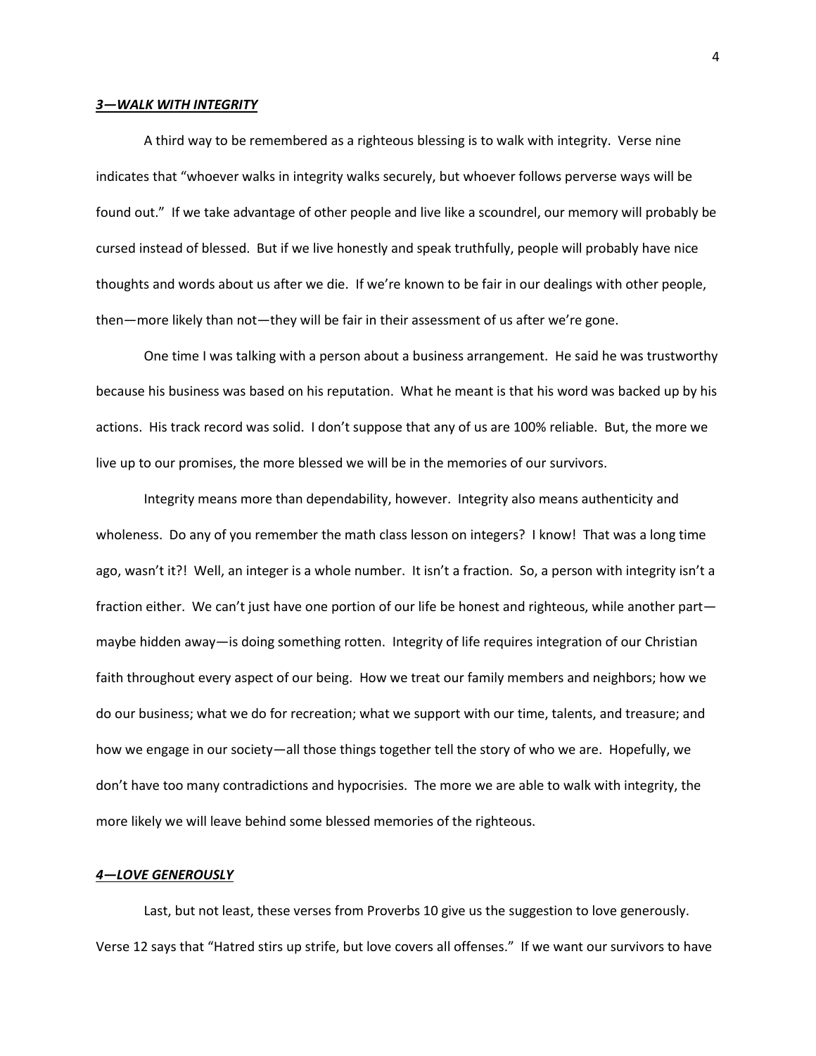### ***3—WALK WITH INTEGRITY***

A third way to be remembered as a righteous blessing is to walk with integrity. Verse nine indicates that "whoever walks in integrity walks securely, but whoever follows perverse ways will be found out." If we take advantage of other people and live like a scoundrel, our memory will probably be cursed instead of blessed. But if we live honestly and speak truthfully, people will probably have nice thoughts and words about us after we die. If we're known to be fair in our dealings with other people, then—more likely than not—they will be fair in their assessment of us after we're gone.

One time I was talking with a person about a business arrangement. He said he was trustworthy because his business was based on his reputation. What he meant is that his word was backed up by his actions. His track record was solid. I don't suppose that any of us are 100% reliable. But, the more we live up to our promises, the more blessed we will be in the memories of our survivors.

Integrity means more than dependability, however. Integrity also means authenticity and wholeness. Do any of you remember the math class lesson on integers? I know! That was a long time ago, wasn't it?! Well, an integer is a whole number. It isn't a fraction. So, a person with integrity isn't a fraction either. We can't just have one portion of our life be honest and righteous, while another part—maybe hidden away—is doing something rotten. Integrity of life requires integration of our Christian faith throughout every aspect of our being. How we treat our family members and neighbors; how we do our business; what we do for recreation; what we support with our time, talents, and treasure; and how we engage in our society—all those things together tell the story of who we are. Hopefully, we don't have too many contradictions and hypocrisies. The more we are able to walk with integrity, the more likely we will leave behind some blessed memories of the righteous.

### ***4—LOVE GENEROUSLY***

Last, but not least, these verses from Proverbs 10 give us the suggestion to love generously. Verse 12 says that "Hatred stirs up strife, but love covers all offenses." If we want our survivors to have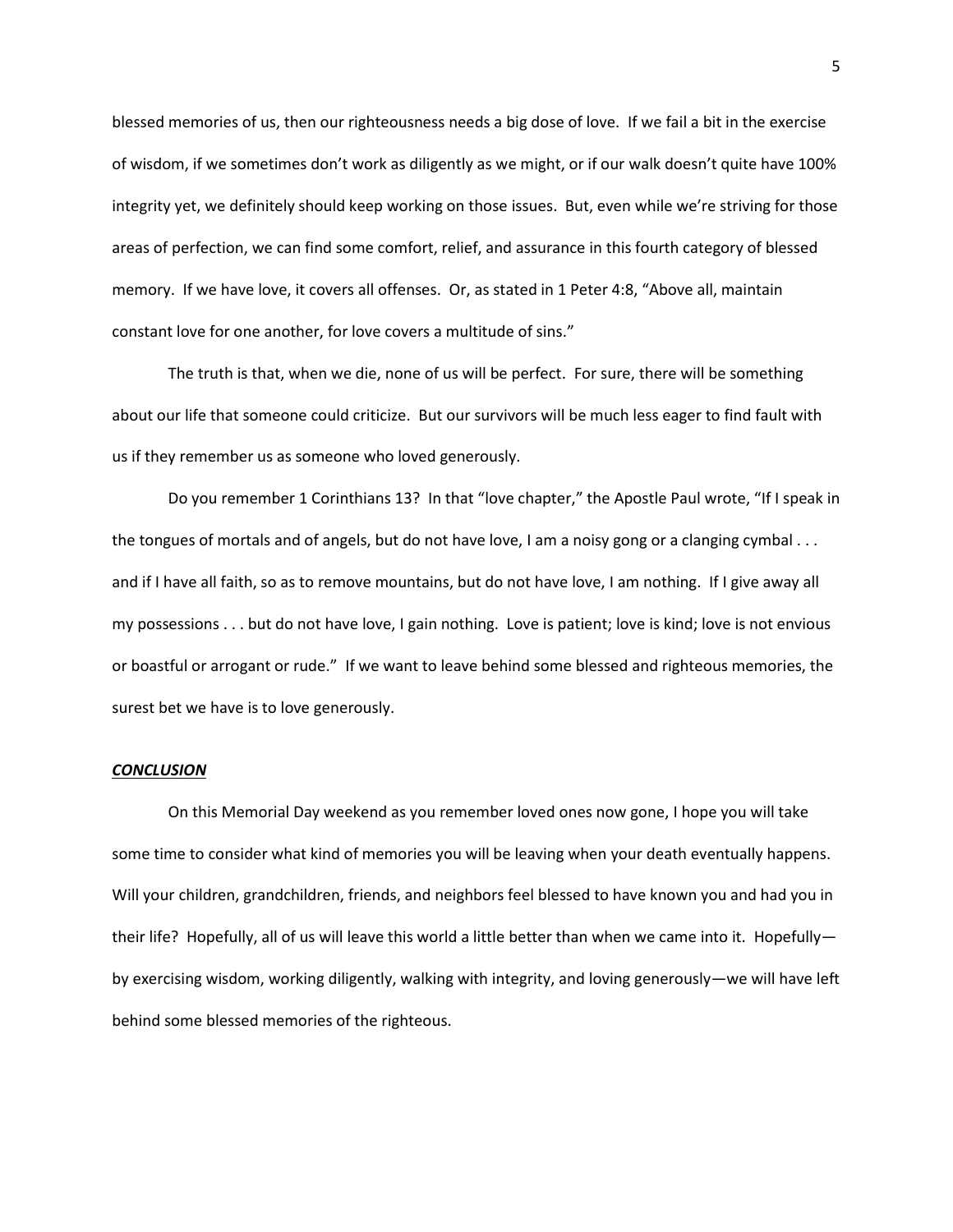blessed memories of us, then our righteousness needs a big dose of love. If we fail a bit in the exercise of wisdom, if we sometimes don't work as diligently as we might, or if our walk doesn't quite have 100% integrity yet, we definitely should keep working on those issues. But, even while we're striving for those areas of perfection, we can find some comfort, relief, and assurance in this fourth category of blessed memory. If we have love, it covers all offenses. Or, as stated in 1 Peter 4:8, "Above all, maintain constant love for one another, for love covers a multitude of sins."

The truth is that, when we die, none of us will be perfect. For sure, there will be something about our life that someone could criticize. But our survivors will be much less eager to find fault with us if they remember us as someone who loved generously.

Do you remember 1 Corinthians 13? In that "love chapter," the Apostle Paul wrote, "If I speak in the tongues of mortals and of angels, but do not have love, I am a noisy gong or a clanging cymbal . . . and if I have all faith, so as to remove mountains, but do not have love, I am nothing. If I give away all my possessions . . . but do not have love, I gain nothing. Love is patient; love is kind; love is not envious or boastful or arrogant or rude." If we want to leave behind some blessed and righteous memories, the surest bet we have is to love generously.

***<u>CONCLUSION</u>***

On this Memorial Day weekend as you remember loved ones now gone, I hope you will take some time to consider what kind of memories you will be leaving when your death eventually happens. Will your children, grandchildren, friends, and neighbors feel blessed to have known you and had you in their life? Hopefully, all of us will leave this world a little better than when we came into it. Hopefully—by exercising wisdom, working diligently, walking with integrity, and loving generously—we will have left behind some blessed memories of the righteous.